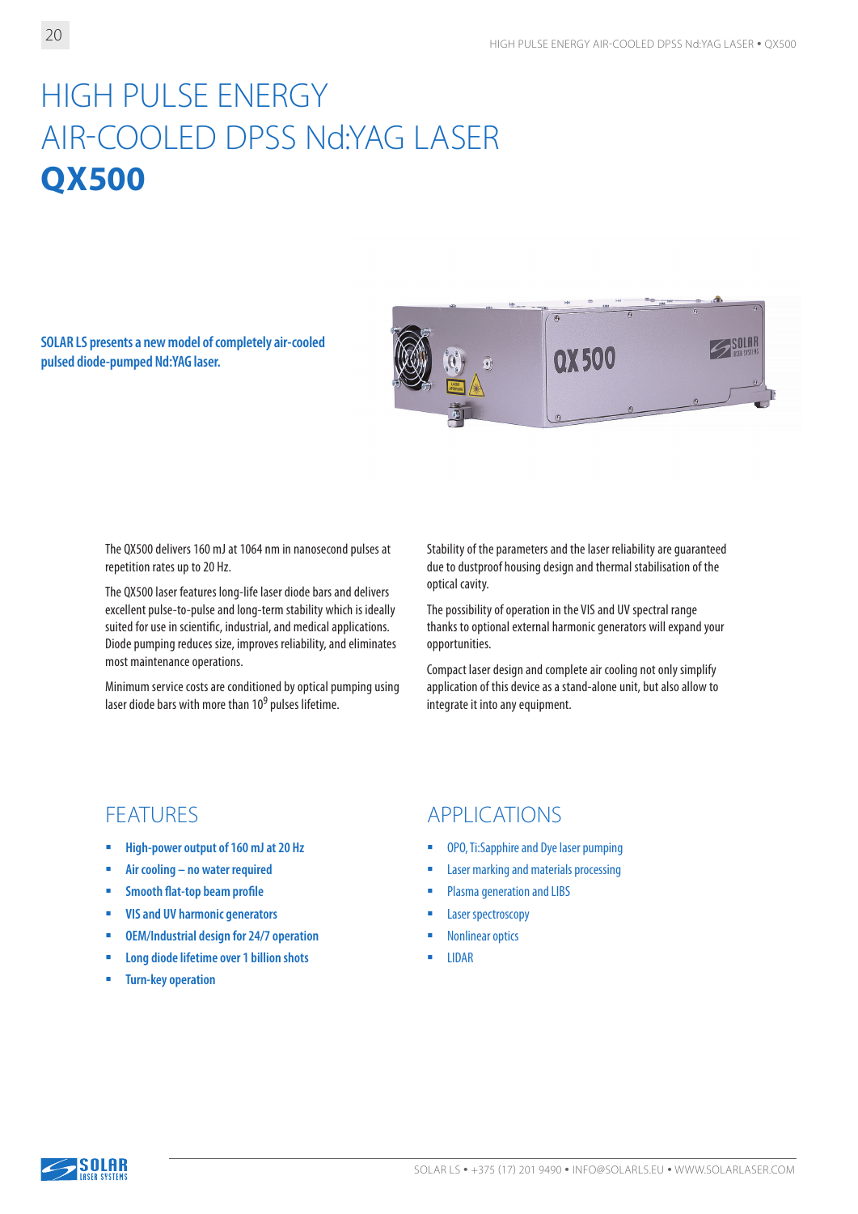# HIGH PULSE ENERGY AIR-COOLED DPSS Nd:YAG LASER **QX500**

**SOLAR LS presents a new model of completely air-cooled pulsed diode-pumped Nd:YAG laser.**

The QX500 delivers 160 mJ at 1064 nm in nanosecond pulses at repetition rates up to 20 Hz.

The QX500 laser features long-life laser diode bars and delivers excellent pulse-to-pulse and long-term stability which is ideally suited for use in scientific, industrial, and medical applications. Diode pumping reduces size, improves reliability, and eliminates most maintenance operations.

Minimum service costs are conditioned by optical pumping using laser diode bars with more than $10^9$ pulses lifetime.

Stability of the parameters and the laser reliability are guaranteed due to dustproof housing design and thermal stabilisation of the optical cavity.

The possibility of operation in the VIS and UV spectral range thanks to optional external harmonic generators will expand your opportunities.

Compact laser design and complete air cooling not only simplify application of this device as a stand-alone unit, but also allow to integrate it into any equipment.

## FEATURES

- **High-power output of 160 mJ at 20 Hz**
- **Air cooling – no water required**
- **Smooth flat-top beam profile**
- **VIS and UV harmonic generators**
- **OEM/Industrial design for 24/7 operation**
- **Long diode lifetime over 1 billion shots**
- **Turn-key operation**

## APPLICATIONS

- OPO, Ti:Sapphire and Dye laser pumping
- Laser marking and materials processing
- Plasma generation and LIBS
- Laser spectroscopy
- Nonlinear optics
- LIDAR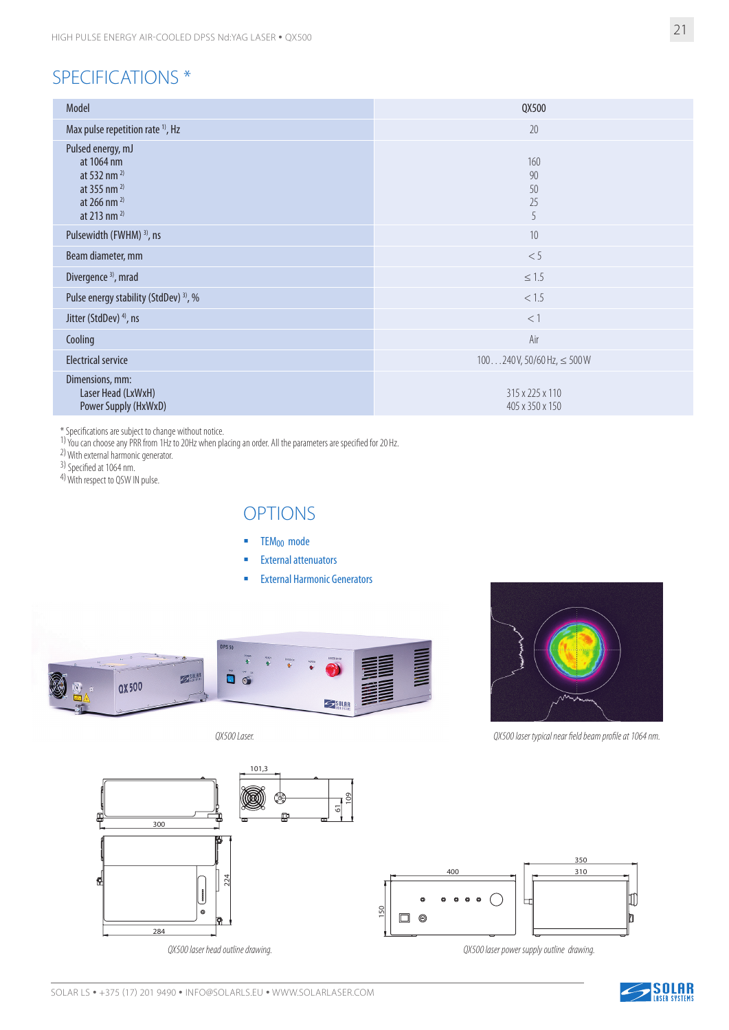## SPECIFICATIONS *

| Model | QX500 |
|---|---|
| Max pulse repetition rate [1], Hz | 20 |
| Pulsed energy, mJ<br>at 1064 nm<br>at 532 nm [2]<br>at 355 nm [2]<br>at 266 nm [2]<br>at 213 nm [2] | <br>160<br>90<br>50<br>25<br>5 |
| Pulsewidth (FWHM) [3], ns | 10 |
| Beam diameter, mm | < 5 |
| Divergence [3], mrad | ≤ 1.5 |
| Pulse energy stability (StdDev) [3], % | < 1.5 |
| Jitter (StdDev) [4], ns | < 1 |
| Cooling | Air |
| Electrical service | 100…240 V, 50/60 Hz, ≤ 500 W |
| Dimensions, mm:<br>Laser Head (LxWxH)<br>Power Supply (HxWxD) | <br>315 x 225 x 110<br>405 x 350 x 150 |

* Specifications are subject to change without notice.
[1] You can choose any PRR from 1Hz to 20Hz when placing an order. All the parameters are specified for 20 Hz.
[2] With external harmonic generator.
[3] Specified at 1064 nm.
[4] With respect to QSW IN pulse.

## OPTIONS

- $TEM_{00}$ mode
- External attenuators
- External Harmonic Generators

*QX500 Laser.*

*QX500 laser typical near field beam profile at 1064 nm.*

101,3
109
61
300
224
284

*QX500 laser head outline drawing.*

400
350
310
150

*QX500 laser power supply outline drawing.*